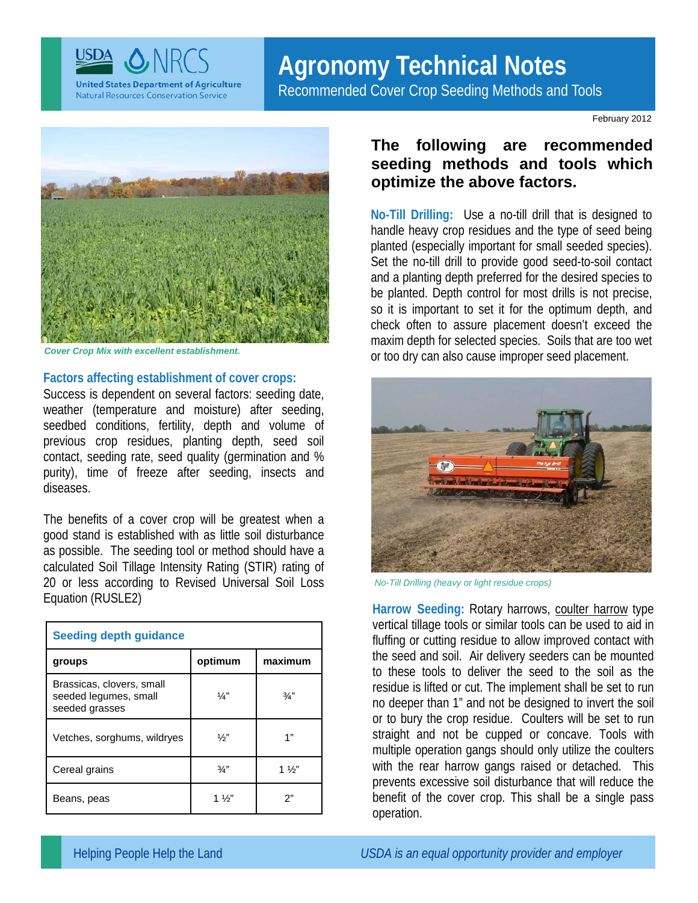# Agronomy Technical Notes

## Recommended Cover Crop Seeding Methods and Tools

February 2012

*Cover Crop Mix with excellent establishment.*

### Factors affecting establishment of cover crops:

Success is dependent on several factors: seeding date, weather (temperature and moisture) after seeding, seedbed conditions, fertility, depth and volume of previous crop residues, planting depth, seed soil contact, seeding rate, seed quality (germination and % purity), time of freeze after seeding, insects and diseases.

The benefits of a cover crop will be greatest when a good stand is established with as little soil disturbance as possible. The seeding tool or method should have a calculated Soil Tillage Intensity Rating (STIR) rating of 20 or less according to Revised Universal Soil Loss Equation (RUSLE2)

| Seeding depth guidance | | |
|---|---|---|
| **groups** | **optimum** | **maximum** |
| Brassicas, clovers, small seeded legumes, small seeded grasses | ¼" | ¾" |
| Vetches, sorghums, wildryes | ½" | 1" |
| Cereal grains | ¾" | 1 ½" |
| Beans, peas | 1 ½" | 2" |

### The following are recommended seeding methods and tools which optimize the above factors.

**No-Till Drilling:** Use a no-till drill that is designed to handle heavy crop residues and the type of seed being planted (especially important for small seeded species). Set the no-till drill to provide good seed-to-soil contact and a planting depth preferred for the desired species to be planted. Depth control for most drills is not precise, so it is important to set it for the optimum depth, and check often to assure placement doesn't exceed the maxim depth for selected species. Soils that are too wet or too dry can also cause improper seed placement.

*No-Till Drilling (heavy or light residue crops)*

**Harrow Seeding:** Rotary harrows, coulter harrow type vertical tillage tools or similar tools can be used to aid in fluffing or cutting residue to allow improved contact with the seed and soil. Air delivery seeders can be mounted to these tools to deliver the seed to the soil as the residue is lifted or cut. The implement shall be set to run no deeper than 1" and not be designed to invert the soil or to bury the crop residue. Coulters will be set to run straight and not be cupped or concave. Tools with multiple operation gangs should only utilize the coulters with the rear harrow gangs raised or detached. This prevents excessive soil disturbance that will reduce the benefit of the cover crop. This shall be a single pass operation.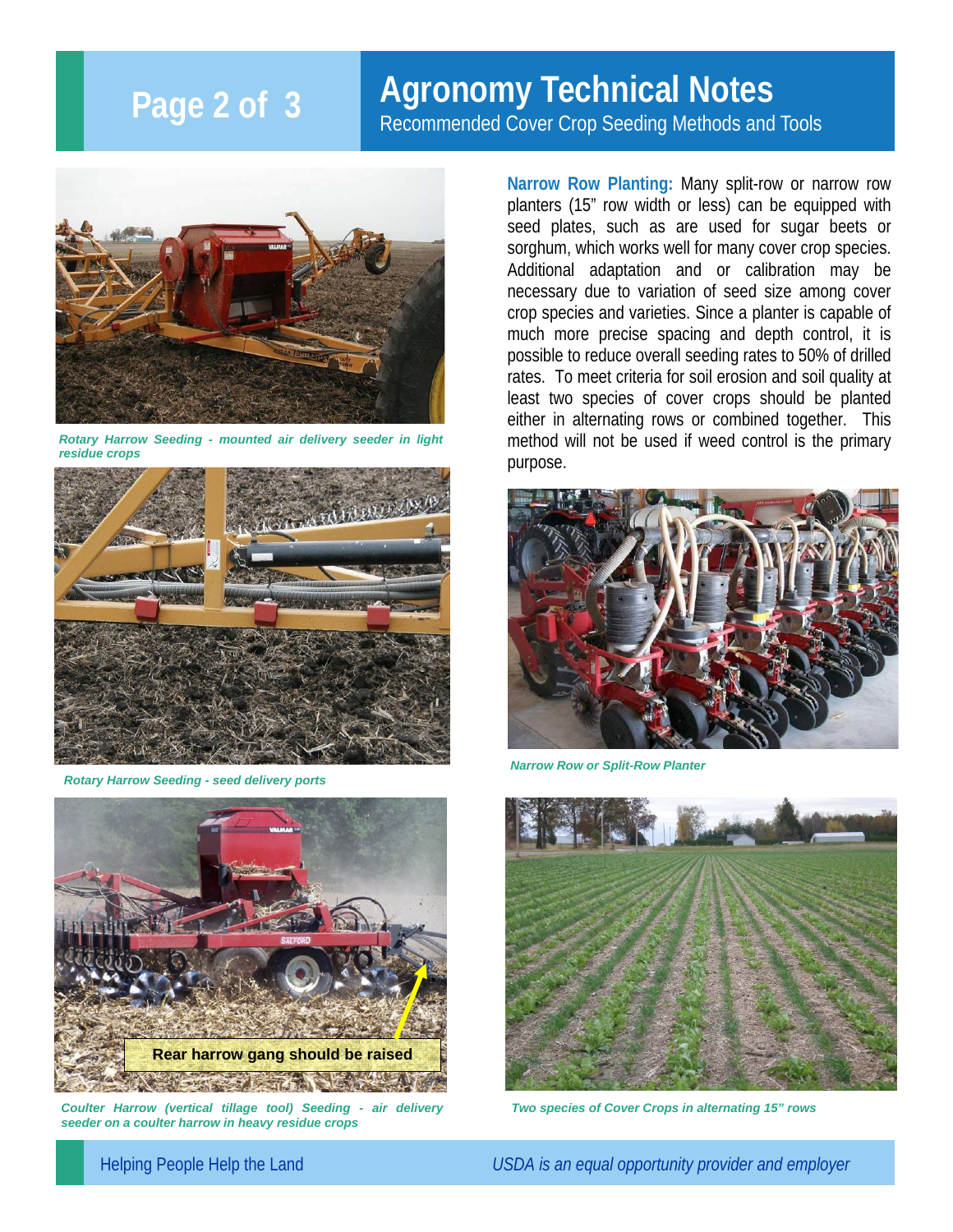*Rotary Harrow Seeding - mounted air delivery seeder in light residue crops*

*Rotary Harrow Seeding - seed delivery ports*

Rear harrow gang should be raised

*Coulter Harrow (vertical tillage tool) Seeding - air delivery seeder on a coulter harrow in heavy residue crops*

**Narrow Row Planting:** Many split-row or narrow row planters (15" row width or less) can be equipped with seed plates, such as are used for sugar beets or sorghum, which works well for many cover crop species. Additional adaptation and or calibration may be necessary due to variation of seed size among cover crop species and varieties. Since a planter is capable of much more precise spacing and depth control, it is possible to reduce overall seeding rates to 50% of drilled rates. To meet criteria for soil erosion and soil quality at least two species of cover crops should be planted either in alternating rows or combined together. This method will not be used if weed control is the primary purpose.

*Narrow Row or Split-Row Planter*

*Two species of Cover Crops in alternating 15" rows*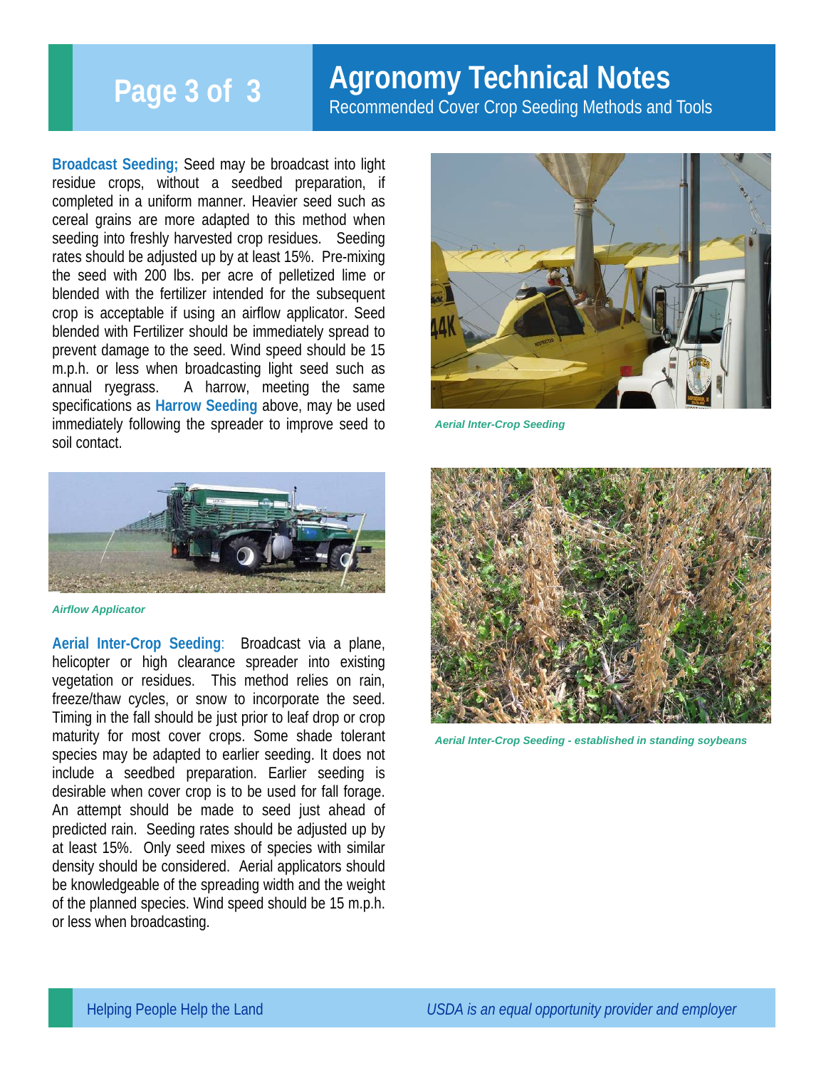# Agronomy Technical Notes

Recommended Cover Crop Seeding Methods and Tools

**Broadcast Seeding;** Seed may be broadcast into light residue crops, without a seedbed preparation, if completed in a uniform manner. Heavier seed such as cereal grains are more adapted to this method when seeding into freshly harvested crop residues. Seeding rates should be adjusted up by at least 15%. Pre-mixing the seed with 200 lbs. per acre of pelletized lime or blended with the fertilizer intended for the subsequent crop is acceptable if using an airflow applicator. Seed blended with Fertilizer should be immediately spread to prevent damage to the seed. Wind speed should be 15 m.p.h. or less when broadcasting light seed such as annual ryegrass. A harrow, meeting the same specifications as **Harrow Seeding** above, may be used immediately following the spreader to improve seed to soil contact.

*Airflow Applicator*

**Aerial Inter-Crop Seeding**: Broadcast via a plane, helicopter or high clearance spreader into existing vegetation or residues. This method relies on rain, freeze/thaw cycles, or snow to incorporate the seed. Timing in the fall should be just prior to leaf drop or crop maturity for most cover crops. Some shade tolerant species may be adapted to earlier seeding. It does not include a seedbed preparation. Earlier seeding is desirable when cover crop is to be used for fall forage. An attempt should be made to seed just ahead of predicted rain. Seeding rates should be adjusted up by at least 15%. Only seed mixes of species with similar density should be considered. Aerial applicators should be knowledgeable of the spreading width and the weight of the planned species. Wind speed should be 15 m.p.h. or less when broadcasting.

*Aerial Inter-Crop Seeding*

*Aerial Inter-Crop Seeding - established in standing soybeans*

Helping People Help the Land

*USDA is an equal opportunity provider and employer*